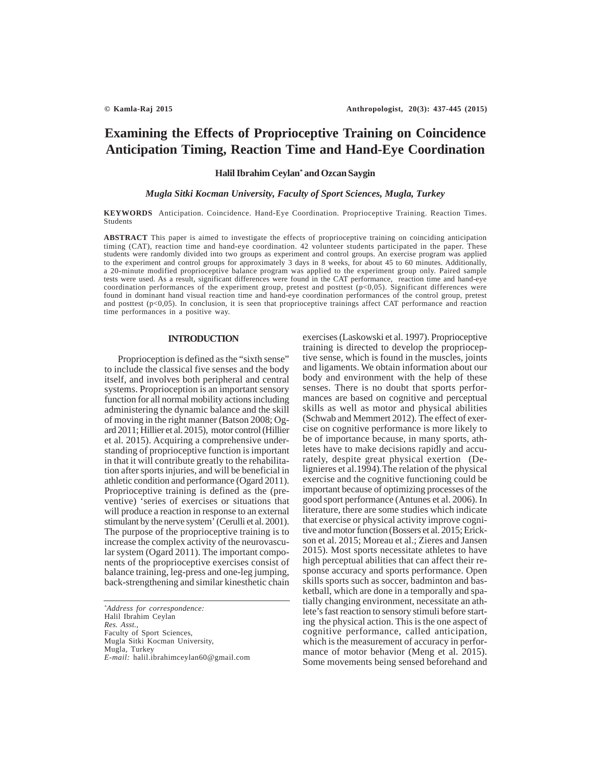# Examining the Effects of Proprioceptive Training on Coincidence Anticipation Timing, Reaction Time and Hand-Eye Coordination

**Halil Ibrahim Ceylan[*] and Ozcan Saygin**

*Mugla Sitki Kocman University, Faculty of Sport Sciences, Mugla, Turkey*

**KEYWORDS** Anticipation. Coincidence. Hand-Eye Coordination. Proprioceptive Training. Reaction Times. Students

**ABSTRACT** This paper is aimed to investigate the effects of proprioceptive training on coinciding anticipation timing (CAT), reaction time and hand-eye coordination. 42 volunteer students participated in the paper. These students were randomly divided into two groups as experiment and control groups. An exercise program was applied to the experiment and control groups for approximately 3 days in 8 weeks, for about 45 to 60 minutes. Additionally, a 20-minute modified proprioceptive balance program was applied to the experiment group only. Paired sample tests were used. As a result, significant differences were found in the CAT performance, reaction time and hand-eye coordination performances of the experiment group, pretest and posttest ($p<0,05$). Significant differences were found in dominant hand visual reaction time and hand-eye coordination performances of the control group, pretest and posttest ($p<0,05$). In conclusion, it is seen that proprioceptive trainings affect CAT performance and reaction time performances in a positive way.

## INTRODUCTION

Proprioception is defined as the "sixth sense" to include the classical five senses and the body itself, and involves both peripheral and central systems. Proprioception is an important sensory function for all normal mobility actions including administering the dynamic balance and the skill of moving in the right manner (Batson 2008; Ogard 2011; Hillier et al. 2015), motor control (Hillier et al. 2015). Acquiring a comprehensive understanding of proprioceptive function is important in that it will contribute greatly to the rehabilitation after sports injuries, and will be beneficial in athletic condition and performance (Ogard 2011). Proprioceptive training is defined as the (preventive) 'series of exercises or situations that will produce a reaction in response to an external stimulant by the nerve system' (Cerulli et al. 2001). The purpose of the proprioceptive training is to increase the complex activity of the neurovascular system (Ogard 2011). The important components of the proprioceptive exercises consist of balance training, leg-press and one-leg jumping, back-strengthening and similar kinesthetic chain exercises (Laskowski et al. 1997). Proprioceptive training is directed to develop the proprioceptive sense, which is found in the muscles, joints and ligaments. We obtain information about our body and environment with the help of these senses. There is no doubt that sports performances are based on cognitive and perceptual skills as well as motor and physical abilities (Schwab and Memmert 2012). The effect of exercise on cognitive performance is more likely to be of importance because, in many sports, athletes have to make decisions rapidly and accurately, despite great physical exertion (Delignieres et al.1994).The relation of the physical exercise and the cognitive functioning could be important because of optimizing processes of the good sport performance (Antunes et al. 2006). In literature, there are some studies which indicate that exercise or physical activity improve cognitive and motor function (Bossers et al. 2015; Erickson et al. 2015; Moreau et al.; Zieres and Jansen 2015). Most sports necessitate athletes to have high perceptual abilities that can affect their response accuracy and sports performance. Open skills sports such as soccer, badminton and basketball, which are done in a temporally and spatially changing environment, necessitate an athlete's fast reaction to sensory stimuli before starting the physical action. This is the one aspect of cognitive performance, called anticipation, which is the measurement of accuracy in performance of motor behavior (Meng et al. 2015). Some movements being sensed beforehand and

---

[*]*Address for correspondence:*
Halil Ibrahim Ceylan
*Res. Asst.,*
Faculty of Sport Sciences,
Mugla Sitki Kocman University,
Mugla, Turkey
*E-mail:* halil.ibrahimceylan60@gmail.com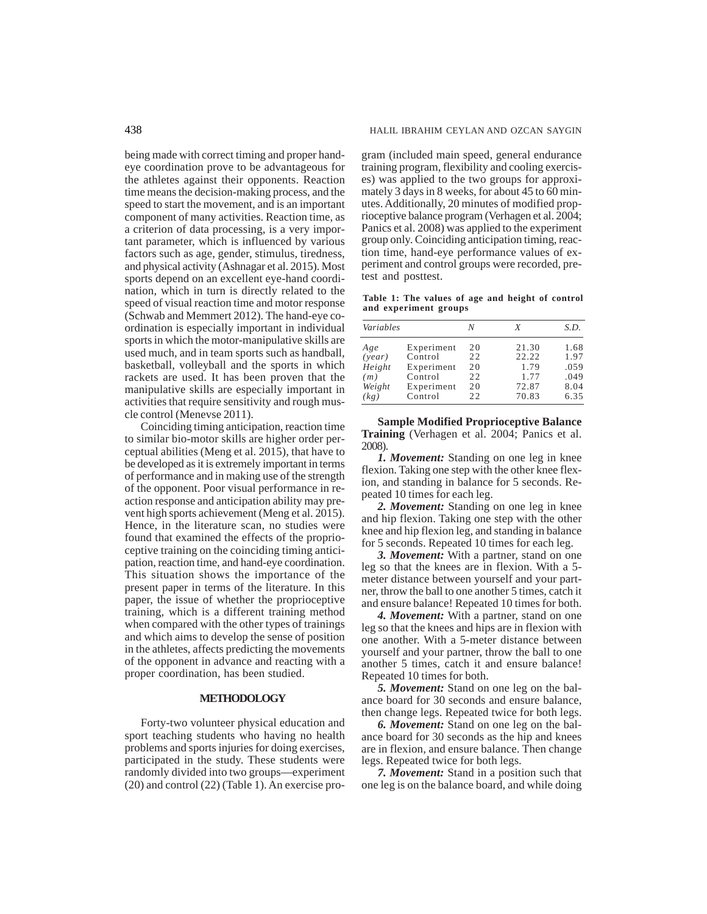being made with correct timing and proper hand-eye coordination prove to be advantageous for the athletes against their opponents. Reaction time means the decision-making process, and the speed to start the movement, and is an important component of many activities. Reaction time, as a criterion of data processing, is a very important parameter, which is influenced by various factors such as age, gender, stimulus, tiredness, and physical activity (Ashnagar et al. 2015). Most sports depend on an excellent eye-hand coordination, which in turn is directly related to the speed of visual reaction time and motor response (Schwab and Memmert 2012). The hand-eye coordination is especially important in individual sports in which the motor-manipulative skills are used much, and in team sports such as handball, basketball, volleyball and the sports in which rackets are used. It has been proven that the manipulative skills are especially important in activities that require sensitivity and rough muscle control (Menevse 2011).

Coinciding timing anticipation, reaction time to similar bio-motor skills are higher order perceptual abilities (Meng et al. 2015), that have to be developed as it is extremely important in terms of performance and in making use of the strength of the opponent. Poor visual performance in reaction response and anticipation ability may prevent high sports achievement (Meng et al. 2015). Hence, in the literature scan, no studies were found that examined the effects of the proprioceptive training on the coinciding timing anticipation, reaction time, and hand-eye coordination. This situation shows the importance of the present paper in terms of the literature. In this paper, the issue of whether the proprioceptive training, which is a different training method when compared with the other types of trainings and which aims to develop the sense of position in the athletes, affects predicting the movements of the opponent in advance and reacting with a proper coordination, has been studied.

## METHODOLOGY

Forty-two volunteer physical education and sport teaching students who having no health problems and sports injuries for doing exercises, participated in the study. These students were randomly divided into two groups—experiment (20) and control (22) (Table 1). An exercise program (included main speed, general endurance training program, flexibility and cooling exercises) was applied to the two groups for approximately 3 days in 8 weeks, for about 45 to 60 minutes. Additionally, 20 minutes of modified proprioceptive balance program (Verhagen et al. 2004; Panics et al. 2008) was applied to the experiment group only. Coinciding anticipation timing, reaction time, hand-eye performance values of experiment and control groups were recorded, pretest and posttest.

**Table 1: The values of age and height of control and experiment groups**

| *Variables* | | *N* | *X* | *S.D.* |
|---|---|---|---|---|
| *Age* | Experiment | 20 | 21.30 | 1.68 |
| *(year)* | Control | 22 | 22.22 | 1.97 |
| *Height* | Experiment | 20 | 1.79 | .059 |
| *(m)* | Control | 22 | 1.77 | .049 |
| *Weight* | Experiment | 20 | 72.87 | 8.04 |
| *(kg)* | Control | 22 | 70.83 | 6.35 |

**Sample Modified Proprioceptive Balance Training** (Verhagen et al. 2004; Panics et al. 2008).

***1. Movement:*** Standing on one leg in knee flexion. Taking one step with the other knee flexion, and standing in balance for 5 seconds. Repeated 10 times for each leg.

***2. Movement:*** Standing on one leg in knee and hip flexion. Taking one step with the other knee and hip flexion leg, and standing in balance for 5 seconds. Repeated 10 times for each leg.

***3. Movement:*** With a partner, stand on one leg so that the knees are in flexion. With a 5-meter distance between yourself and your partner, throw the ball to one another 5 times, catch it and ensure balance! Repeated 10 times for both.

***4. Movement:*** With a partner, stand on one leg so that the knees and hips are in flexion with one another. With a 5-meter distance between yourself and your partner, throw the ball to one another 5 times, catch it and ensure balance! Repeated 10 times for both.

***5. Movement:*** Stand on one leg on the balance board for 30 seconds and ensure balance, then change legs. Repeated twice for both legs.

***6. Movement:*** Stand on one leg on the balance board for 30 seconds as the hip and knees are in flexion, and ensure balance. Then change legs. Repeated twice for both legs.

***7. Movement:*** Stand in a position such that one leg is on the balance board, and while doing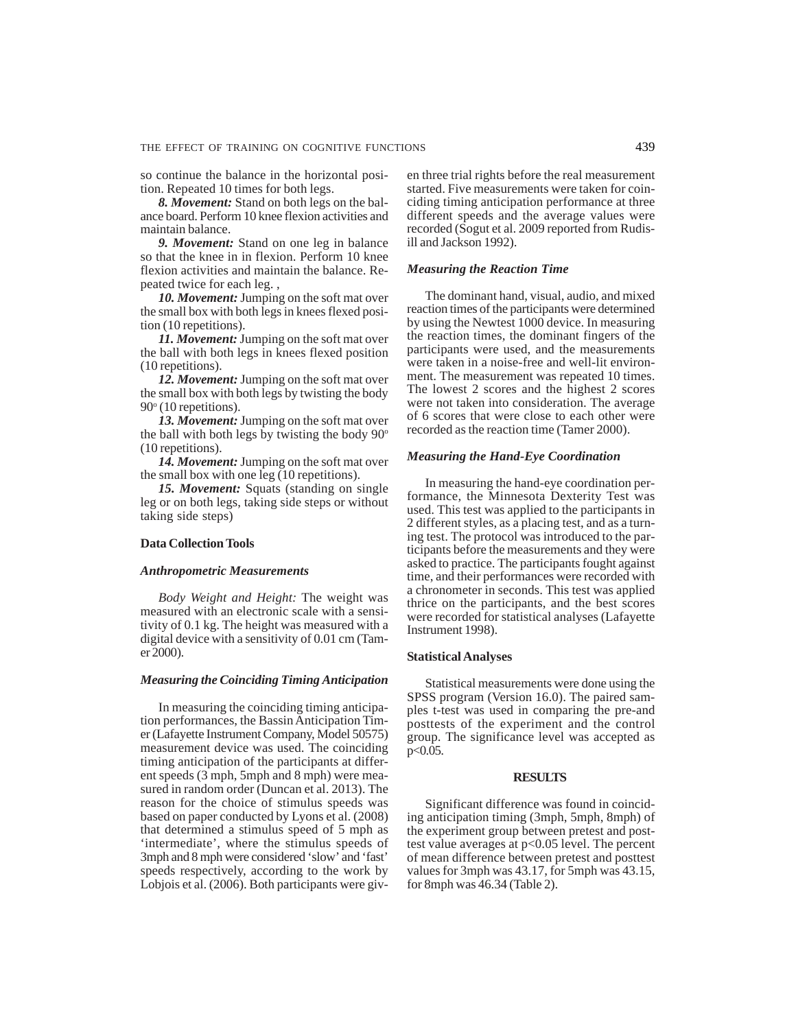so continue the balance in the horizontal position. Repeated 10 times for both legs.

***8. Movement:*** Stand on both legs on the balance board. Perform 10 knee flexion activities and maintain balance.

***9. Movement:*** Stand on one leg in balance so that the knee in in flexion. Perform 10 knee flexion activities and maintain the balance. Repeated twice for each leg. ,

***10. Movement:*** Jumping on the soft mat over the small box with both legs in knees flexed position (10 repetitions).

***11. Movement:*** Jumping on the soft mat over the ball with both legs in knees flexed position (10 repetitions).

***12. Movement:*** Jumping on the soft mat over the small box with both legs by twisting the body 90$^o$ (10 repetitions).

***13. Movement:*** Jumping on the soft mat over the ball with both legs by twisting the body 90$^o$ (10 repetitions).

***14. Movement:*** Jumping on the soft mat over the small box with one leg (10 repetitions).

***15. Movement:*** Squats (standing on single leg or on both legs, taking side steps or without taking side steps)

### Data Collection Tools

#### *Anthropometric Measurements*

*Body Weight and Height:* The weight was measured with an electronic scale with a sensitivity of 0.1 kg. The height was measured with a digital device with a sensitivity of 0.01 cm (Tamer 2000).

#### *Measuring the Coinciding Timing Anticipation*

In measuring the coinciding timing anticipation performances, the Bassin Anticipation Timer (Lafayette Instrument Company, Model 50575) measurement device was used. The coinciding timing anticipation of the participants at different speeds (3 mph, 5mph and 8 mph) were measured in random order (Duncan et al. 2013). The reason for the choice of stimulus speeds was based on paper conducted by Lyons et al. (2008) that determined a stimulus speed of 5 mph as 'intermediate', where the stimulus speeds of 3mph and 8 mph were considered 'slow' and 'fast' speeds respectively, according to the work by Lobjois et al. (2006). Both participants were given three trial rights before the real measurement started. Five measurements were taken for coinciding timing anticipation performance at three different speeds and the average values were recorded (Sogut et al. 2009 reported from Rudisill and Jackson 1992).

#### *Measuring the Reaction Time*

The dominant hand, visual, audio, and mixed reaction times of the participants were determined by using the Newtest 1000 device. In measuring the reaction times, the dominant fingers of the participants were used, and the measurements were taken in a noise-free and well-lit environment. The measurement was repeated 10 times. The lowest 2 scores and the highest 2 scores were not taken into consideration. The average of 6 scores that were close to each other were recorded as the reaction time (Tamer 2000).

#### *Measuring the Hand-Eye Coordination*

In measuring the hand-eye coordination performance, the Minnesota Dexterity Test was used. This test was applied to the participants in 2 different styles, as a placing test, and as a turning test. The protocol was introduced to the participants before the measurements and they were asked to practice. The participants fought against time, and their performances were recorded with a chronometer in seconds. This test was applied thrice on the participants, and the best scores were recorded for statistical analyses (Lafayette Instrument 1998).

### Statistical Analyses

Statistical measurements were done using the SPSS program (Version 16.0). The paired samples t-test was used in comparing the pre-and posttests of the experiment and the control group. The significance level was accepted as $p<0.05$.

## RESULTS

Significant difference was found in coinciding anticipation timing (3mph, 5mph, 8mph) of the experiment group between pretest and posttest value averages at $p<0.05$ level. The percent of mean difference between pretest and posttest values for 3mph was 43.17, for 5mph was 43.15, for 8mph was 46.34 (Table 2).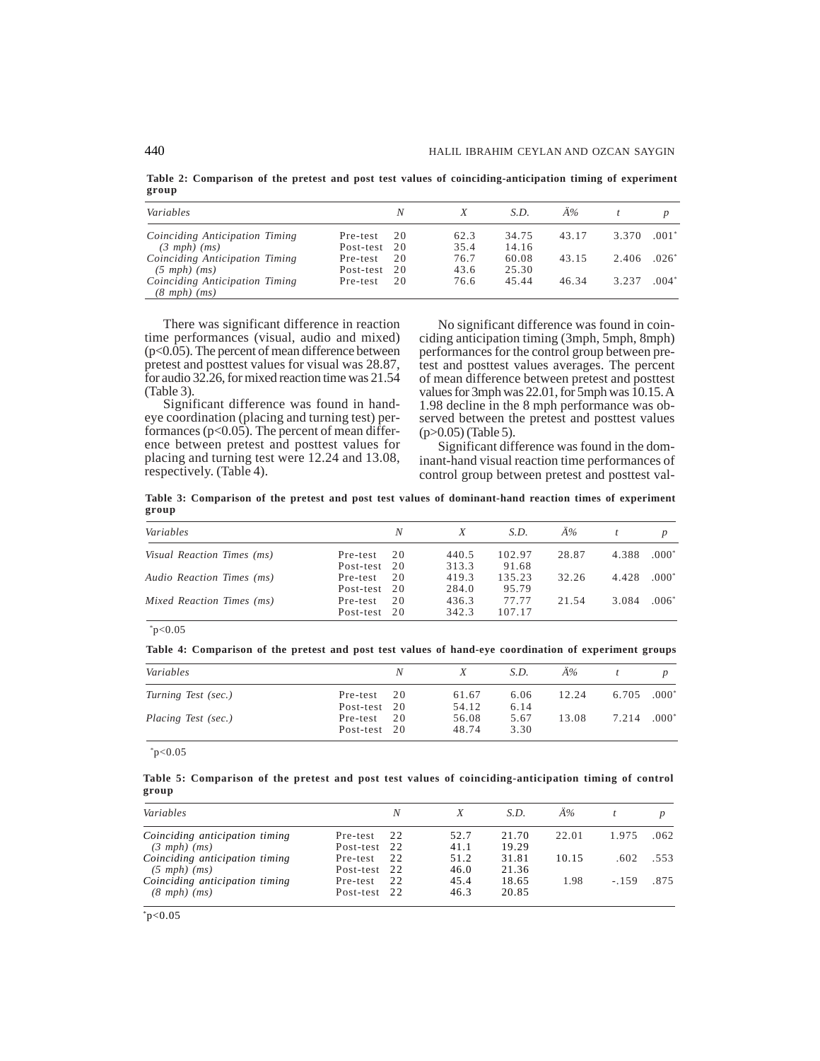**Table 2: Comparison of the pretest and post test values of coinciding-anticipation timing of experiment group**

| *Variables* | | *N* | *X* | *S.D.* | *Ä%* | *t* | *p* |
|---|---|---|---|---|---|---|---|
| *Coinciding Anticipation Timing (3 mph) (ms)* | Pre-test | 20 | 62.3 | 34.75 | 43.17 | 3.370 | .001* |
| | Post-test | 20 | 35.4 | 14.16 | | | |
| *Coinciding Anticipation Timing (5 mph) (ms)* | Pre-test | 20 | 76.7 | 60.08 | 43.15 | 2.406 | .026* |
| | Post-test | 20 | 43.6 | 25.30 | | | |
| *Coinciding Anticipation Timing (8 mph) (ms)* | Pre-test | 20 | 76.6 | 45.44 | 46.34 | 3.237 | .004* |

There was significant difference in reaction time performances (visual, audio and mixed) ($p<0.05$). The percent of mean difference between pretest and posttest values for visual was 28.87, for audio 32.26, for mixed reaction time was 21.54 (Table 3).

Significant difference was found in hand-eye coordination (placing and turning test) performances ($p<0.05$). The percent of mean difference between pretest and posttest values for placing and turning test were 12.24 and 13.08, respectively. (Table 4).

No significant difference was found in coinciding anticipation timing (3mph, 5mph, 8mph) performances for the control group between pretest and posttest values averages. The percent of mean difference between pretest and posttest values for 3mph was 22.01, for 5mph was 10.15. A 1.98 decline in the 8 mph performance was observed between the pretest and posttest values ($p>0.05$) (Table 5).

Significant difference was found in the dominant-hand visual reaction time performances of control group between pretest and posttest val-

**Table 3: Comparison of the pretest and post test values of dominant-hand reaction times of experiment group**

| *Variables* | | *N* | *X* | *S.D.* | *Ä%* | *t* | *p* |
|---|---|---|---|---|---|---|---|
| *Visual Reaction Times (ms)* | Pre-test | 20 | 440.5 | 102.97 | 28.87 | 4.388 | .000* |
| | Post-test | 20 | 313.3 | 91.68 | | | |
| *Audio Reaction Times (ms)* | Pre-test | 20 | 419.3 | 135.23 | 32.26 | 4.428 | .000* |
| | Post-test | 20 | 284.0 | 95.79 | | | |
| *Mixed Reaction Times (ms)* | Pre-test | 20 | 436.3 | 77.77 | 21.54 | 3.084 | .006* |
| | Post-test | 20 | 342.3 | 107.17 | | | |

*$p<0.05$

**Table 4: Comparison of the pretest and post test values of hand-eye coordination of experiment groups**

| *Variables* | | *N* | *X* | *S.D.* | *Ä%* | *t* | *p* |
|---|---|---|---|---|---|---|---|
| *Turning Test (sec.)* | Pre-test | 20 | 61.67 | 6.06 | 12.24 | 6.705 | .000* |
| | Post-test | 20 | 54.12 | 6.14 | | | |
| *Placing Test (sec.)* | Pre-test | 20 | 56.08 | 5.67 | 13.08 | 7.214 | .000* |
| | Post-test | 20 | 48.74 | 3.30 | | | |

*$p<0.05$

**Table 5: Comparison of the pretest and post test values of coinciding-anticipation timing of control group**

| *Variables* | | *N* | *X* | *S.D.* | *Ä%* | *t* | *p* |
|---|---|---|---|---|---|---|---|
| *Coinciding anticipation timing (3 mph) (ms)* | Pre-test | 22 | 52.7 | 21.70 | 22.01 | 1.975 | .062 |
| | Post-test | 22 | 41.1 | 19.29 | | | |
| *Coinciding anticipation timing (5 mph) (ms)* | Pre-test | 22 | 51.2 | 31.81 | 10.15 | .602 | .553 |
| | Post-test | 22 | 46.0 | 21.36 | | | |
| *Coinciding anticipation timing (8 mph) (ms)* | Pre-test | 22 | 45.4 | 18.65 | 1.98 | -.159 | .875 |
| | Post-test | 22 | 46.3 | 20.85 | | | |

*$p<0.05$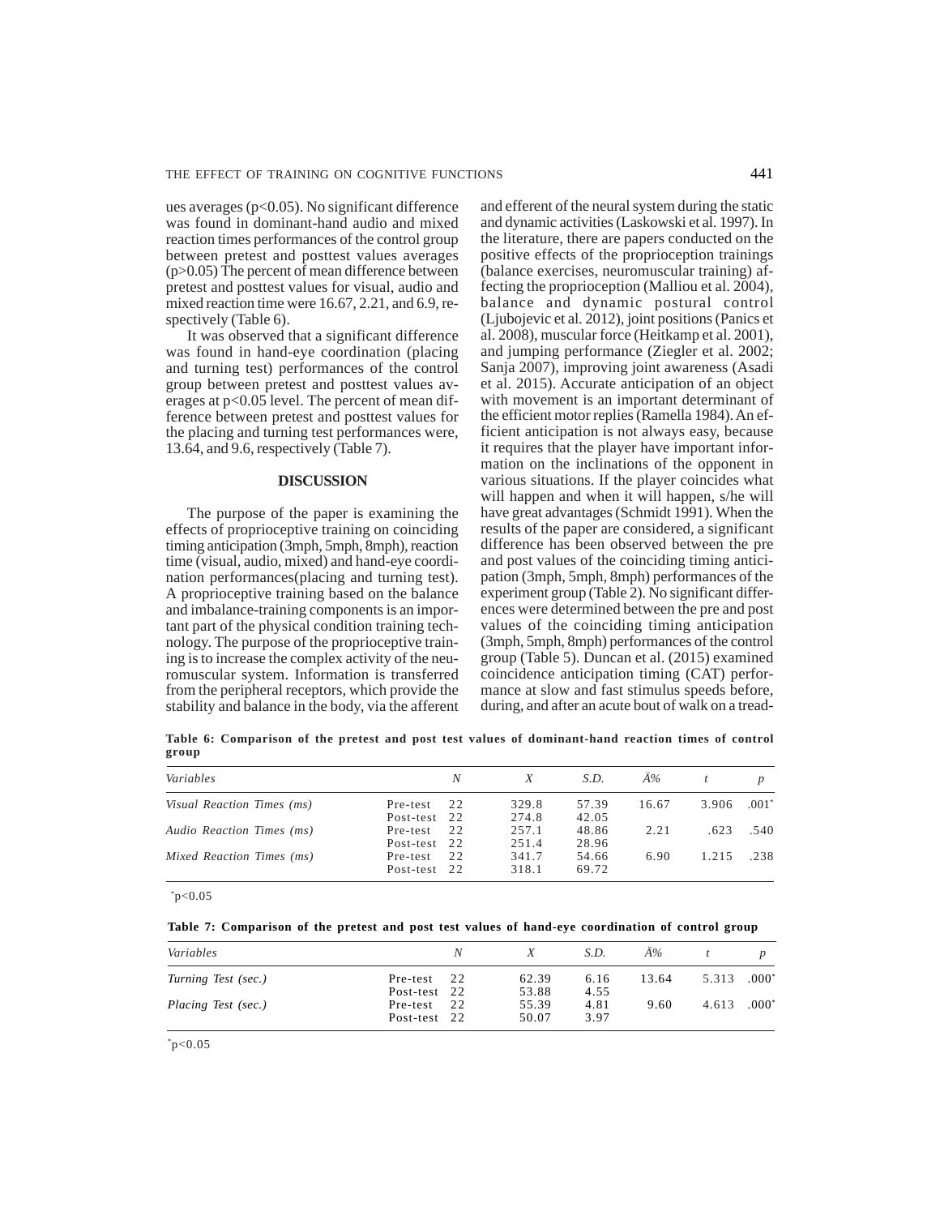ues averages ($p<0.05$). No significant difference was found in dominant-hand audio and mixed reaction times performances of the control group between pretest and posttest values averages ($p>0.05$) The percent of mean difference between pretest and posttest values for visual, audio and mixed reaction time were 16.67, 2.21, and 6.9, respectively (Table 6).

It was observed that a significant difference was found in hand-eye coordination (placing and turning test) performances of the control group between pretest and posttest values averages at $p<0.05$ level. The percent of mean difference between pretest and posttest values for the placing and turning test performances were, 13.64, and 9.6, respectively (Table 7).

## DISCUSSION

The purpose of the paper is examining the effects of proprioceptive training on coinciding timing anticipation (3mph, 5mph, 8mph), reaction time (visual, audio, mixed) and hand-eye coordination performances(placing and turning test). A proprioceptive training based on the balance and imbalance-training components is an important part of the physical condition training technology. The purpose of the proprioceptive training is to increase the complex activity of the neuromuscular system. Information is transferred from the peripheral receptors, which provide the stability and balance in the body, via the afferent and efferent of the neural system during the static and dynamic activities (Laskowski et al. 1997). In the literature, there are papers conducted on the positive effects of the proprioception trainings (balance exercises, neuromuscular training) affecting the proprioception (Malliou et al. 2004), balance and dynamic postural control (Ljubojevic et al. 2012), joint positions (Panics et al. 2008), muscular force (Heitkamp et al. 2001), and jumping performance (Ziegler et al. 2002; Sanja 2007), improving joint awareness (Asadi et al. 2015). Accurate anticipation of an object with movement is an important determinant of the efficient motor replies (Ramella 1984). An efficient anticipation is not always easy, because it requires that the player have important information on the inclinations of the opponent in various situations. If the player coincides what will happen and when it will happen, s/he will have great advantages (Schmidt 1991). When the results of the paper are considered, a significant difference has been observed between the pre and post values of the coinciding timing anticipation (3mph, 5mph, 8mph) performances of the experiment group (Table 2). No significant differences were determined between the pre and post values of the coinciding timing anticipation (3mph, 5mph, 8mph) performances of the control group (Table 5). Duncan et al. (2015) examined coincidence anticipation timing (CAT) performance at slow and fast stimulus speeds before, during, and after an acute bout of walk on a tread-

**Table 6: Comparison of the pretest and post test values of dominant-hand reaction times of control group**

| *Variables* | | *N* | *X* | *S.D.* | *Ä%* | *t* | *p* |
|---|---|---|---|---|---|---|---|
| *Visual Reaction Times (ms)* | Pre-test | 22 | 329.8 | 57.39 | 16.67 | 3.906 | .001* |
| | Post-test | 22 | 274.8 | 42.05 | | | |
| *Audio Reaction Times (ms)* | Pre-test | 22 | 257.1 | 48.86 | 2.21 | .623 | .540 |
| | Post-test | 22 | 251.4 | 28.96 | | | |
| *Mixed Reaction Times (ms)* | Pre-test | 22 | 341.7 | 54.66 | 6.90 | 1.215 | .238 |
| | Post-test | 22 | 318.1 | 69.72 | | | |

*$p<0.05$

**Table 7: Comparison of the pretest and post test values of hand-eye coordination of control group**

| *Variables* | | *N* | *X* | *S.D.* | *Ä%* | *t* | *p* |
|---|---|---|---|---|---|---|---|
| *Turning Test (sec.)* | Pre-test | 22 | 62.39 | 6.16 | 13.64 | 5.313 | .000* |
| | Post-test | 22 | 53.88 | 4.55 | | | |
| *Placing Test (sec.)* | Pre-test | 22 | 55.39 | 4.81 | 9.60 | 4.613 | .000* |
| | Post-test | 22 | 50.07 | 3.97 | | | |

*$p<0.05$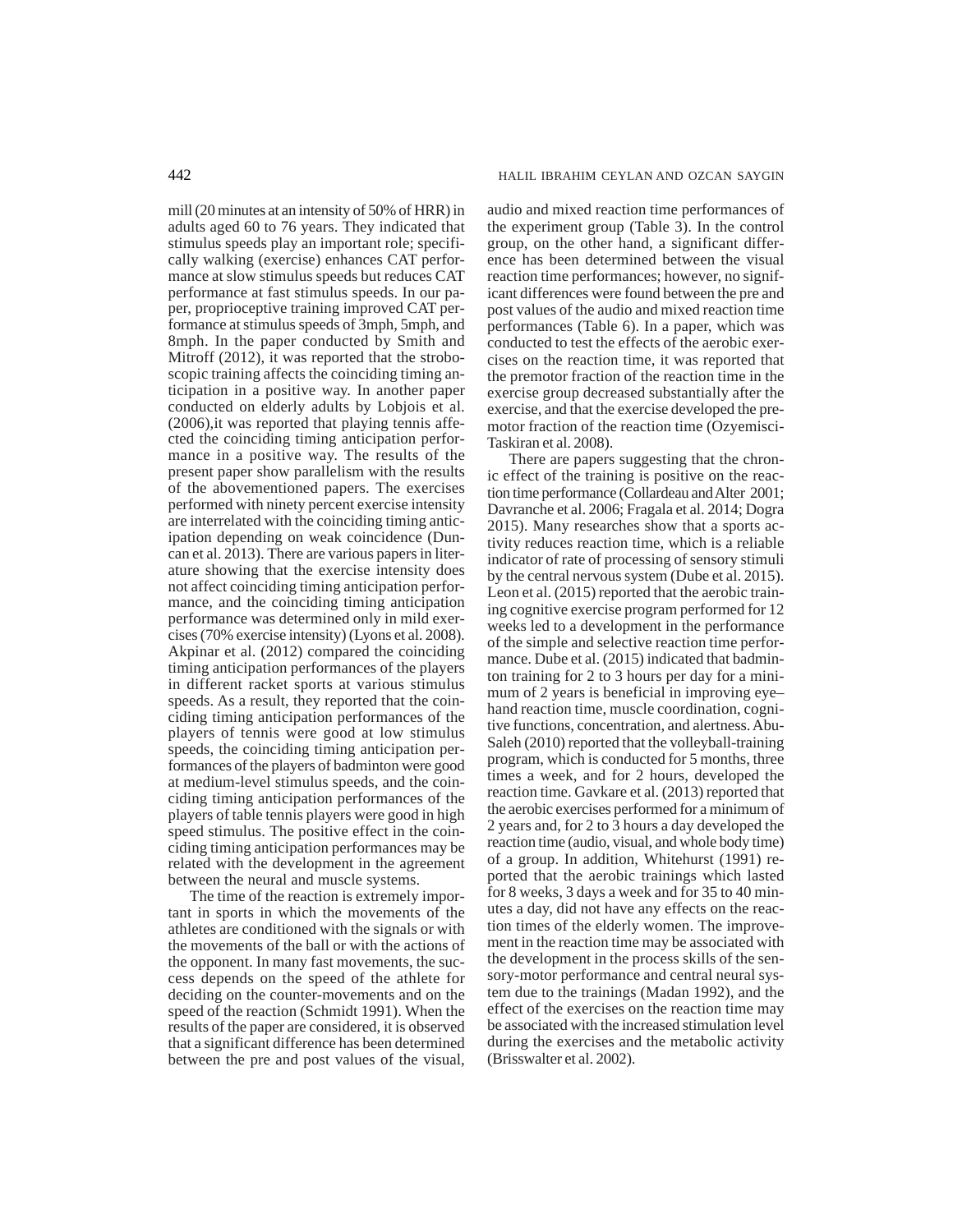mill (20 minutes at an intensity of 50% of HRR) in adults aged 60 to 76 years. They indicated that stimulus speeds play an important role; specifically walking (exercise) enhances CAT performance at slow stimulus speeds but reduces CAT performance at fast stimulus speeds. In our paper, proprioceptive training improved CAT performance at stimulus speeds of 3mph, 5mph, and 8mph. In the paper conducted by Smith and Mitroff (2012), it was reported that the stroboscopic training affects the coinciding timing anticipation in a positive way. In another paper conducted on elderly adults by Lobjois et al. (2006),it was reported that playing tennis affected the coinciding timing anticipation performance in a positive way. The results of the present paper show parallelism with the results of the abovementioned papers. The exercises performed with ninety percent exercise intensity are interrelated with the coinciding timing anticipation depending on weak coincidence (Duncan et al. 2013). There are various papers in literature showing that the exercise intensity does not affect coinciding timing anticipation performance, and the coinciding timing anticipation performance was determined only in mild exercises (70% exercise intensity) (Lyons et al. 2008). Akpinar et al. (2012) compared the coinciding timing anticipation performances of the players in different racket sports at various stimulus speeds. As a result, they reported that the coinciding timing anticipation performances of the players of tennis were good at low stimulus speeds, the coinciding timing anticipation performances of the players of badminton were good at medium-level stimulus speeds, and the coinciding timing anticipation performances of the players of table tennis players were good in high speed stimulus. The positive effect in the coinciding timing anticipation performances may be related with the development in the agreement between the neural and muscle systems.

The time of the reaction is extremely important in sports in which the movements of the athletes are conditioned with the signals or with the movements of the ball or with the actions of the opponent. In many fast movements, the success depends on the speed of the athlete for deciding on the counter-movements and on the speed of the reaction (Schmidt 1991). When the results of the paper are considered, it is observed that a significant difference has been determined between the pre and post values of the visual, audio and mixed reaction time performances of the experiment group (Table 3). In the control group, on the other hand, a significant difference has been determined between the visual reaction time performances; however, no significant differences were found between the pre and post values of the audio and mixed reaction time performances (Table 6). In a paper, which was conducted to test the effects of the aerobic exercises on the reaction time, it was reported that the premotor fraction of the reaction time in the exercise group decreased substantially after the exercise, and that the exercise developed the premotor fraction of the reaction time (Ozyemisci-Taskiran et al. 2008).

There are papers suggesting that the chronic effect of the training is positive on the reaction time performance (Collardeau and Alter 2001; Davranche et al. 2006; Fragala et al. 2014; Dogra 2015). Many researches show that a sports activity reduces reaction time, which is a reliable indicator of rate of processing of sensory stimuli by the central nervous system (Dube et al. 2015). Leon et al. (2015) reported that the aerobic training cognitive exercise program performed for 12 weeks led to a development in the performance of the simple and selective reaction time performance. Dube et al. (2015) indicated that badminton training for 2 to 3 hours per day for a minimum of 2 years is beneficial in improving eye–hand reaction time, muscle coordination, cognitive functions, concentration, and alertness. Abu-Saleh (2010) reported that the volleyball-training program, which is conducted for 5 months, three times a week, and for 2 hours, developed the reaction time. Gavkare et al. (2013) reported that the aerobic exercises performed for a minimum of 2 years and, for 2 to 3 hours a day developed the reaction time (audio, visual, and whole body time) of a group. In addition, Whitehurst (1991) reported that the aerobic trainings which lasted for 8 weeks, 3 days a week and for 35 to 40 minutes a day, did not have any effects on the reaction times of the elderly women. The improvement in the reaction time may be associated with the development in the process skills of the sensory-motor performance and central neural system due to the trainings (Madan 1992), and the effect of the exercises on the reaction time may be associated with the increased stimulation level during the exercises and the metabolic activity (Brisswalter et al. 2002).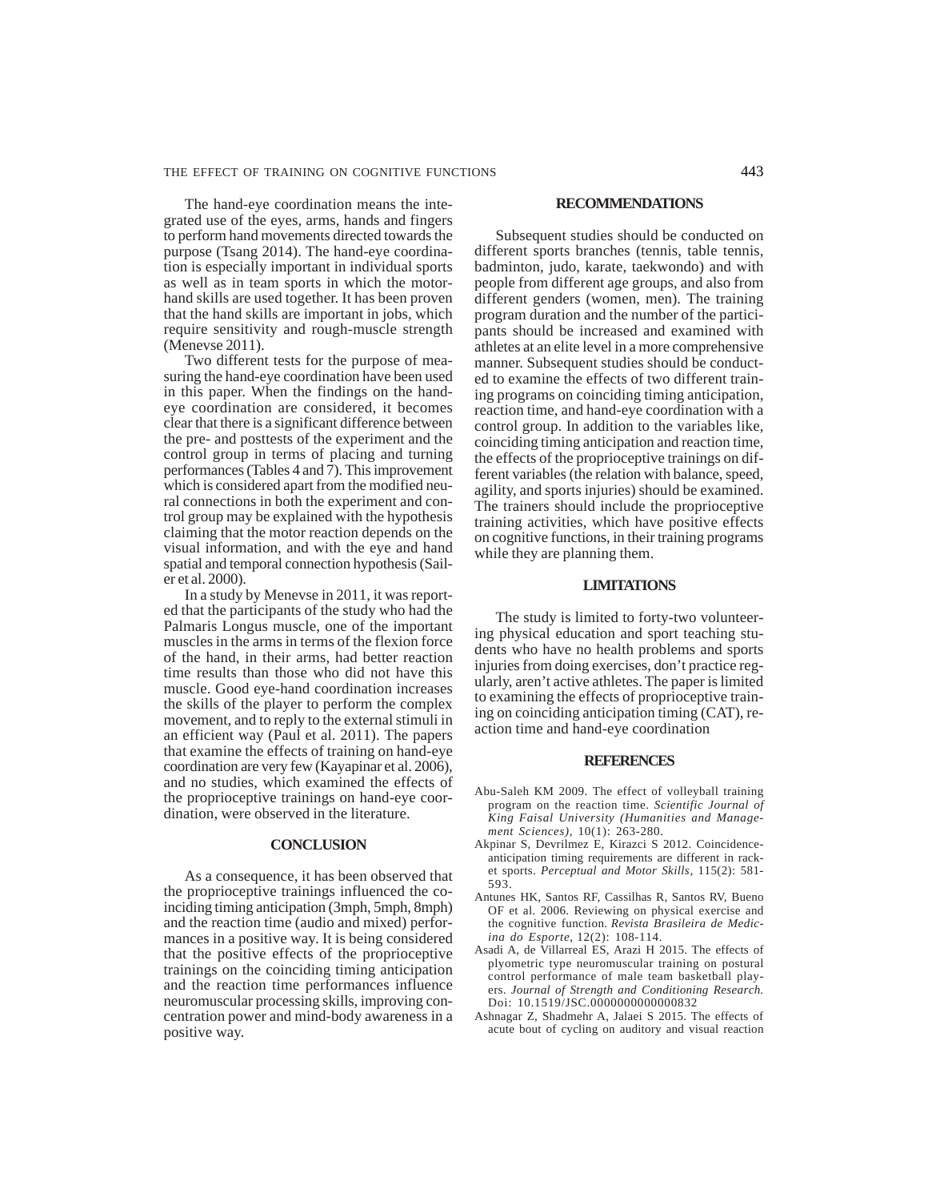The hand-eye coordination means the integrated use of the eyes, arms, hands and fingers to perform hand movements directed towards the purpose (Tsang 2014). The hand-eye coordination is especially important in individual sports as well as in team sports in which the motor-hand skills are used together. It has been proven that the hand skills are important in jobs, which require sensitivity and rough-muscle strength (Menevse 2011).

Two different tests for the purpose of measuring the hand-eye coordination have been used in this paper. When the findings on the hand-eye coordination are considered, it becomes clear that there is a significant difference between the pre- and posttests of the experiment and the control group in terms of placing and turning performances (Tables 4 and 7). This improvement which is considered apart from the modified neural connections in both the experiment and control group may be explained with the hypothesis claiming that the motor reaction depends on the visual information, and with the eye and hand spatial and temporal connection hypothesis (Sailer et al. 2000).

In a study by Menevse in 2011, it was reported that the participants of the study who had the Palmaris Longus muscle, one of the important muscles in the arms in terms of the flexion force of the hand, in their arms, had better reaction time results than those who did not have this muscle. Good eye-hand coordination increases the skills of the player to perform the complex movement, and to reply to the external stimuli in an efficient way (Paul et al. 2011). The papers that examine the effects of training on hand-eye coordination are very few (Kayapinar et al. 2006), and no studies, which examined the effects of the proprioceptive trainings on hand-eye coordination, were observed in the literature.

## CONCLUSION

As a consequence, it has been observed that the proprioceptive trainings influenced the coinciding timing anticipation (3mph, 5mph, 8mph) and the reaction time (audio and mixed) performances in a positive way. It is being considered that the positive effects of the proprioceptive trainings on the coinciding timing anticipation and the reaction time performances influence neuromuscular processing skills, improving concentration power and mind-body awareness in a positive way.

## RECOMMENDATIONS

Subsequent studies should be conducted on different sports branches (tennis, table tennis, badminton, judo, karate, taekwondo) and with people from different age groups, and also from different genders (women, men). The training program duration and the number of the participants should be increased and examined with athletes at an elite level in a more comprehensive manner. Subsequent studies should be conducted to examine the effects of two different training programs on coinciding timing anticipation, reaction time, and hand-eye coordination with a control group. In addition to the variables like, coinciding timing anticipation and reaction time, the effects of the proprioceptive trainings on different variables (the relation with balance, speed, agility, and sports injuries) should be examined. The trainers should include the proprioceptive training activities, which have positive effects on cognitive functions, in their training programs while they are planning them.

## LIMITATIONS

The study is limited to forty-two volunteering physical education and sport teaching students who have no health problems and sports injuries from doing exercises, don't practice regularly, aren't active athletes. The paper is limited to examining the effects of proprioceptive training on coinciding anticipation timing (CAT), reaction time and hand-eye coordination

## REFERENCES

Abu-Saleh KM 2009. The effect of volleyball training program on the reaction time. *Scientific Journal of King Faisal University (Humanities and Management Sciences)*, 10(1): 263-280.

Akpinar S, Devrilmez E, Kirazci S 2012. Coincidence-anticipation timing requirements are different in racket sports. *Perceptual and Motor Skills*, 115(2): 581-593.

Antunes HK, Santos RF, Cassilhas R, Santos RV, Bueno OF et al. 2006. Reviewing on physical exercise and the cognitive function. *Revista Brasileira de Medicina do Esporte*, 12(2): 108-114.

Asadi A, de Villarreal ES, Arazi H 2015. The effects of plyometric type neuromuscular training on postural control performance of male team basketball players. *Journal of Strength and Conditioning Research.* Doi: 10.1519/JSC.0000000000000832

Ashnagar Z, Shadmehr A, Jalaei S 2015. The effects of acute bout of cycling on auditory and visual reaction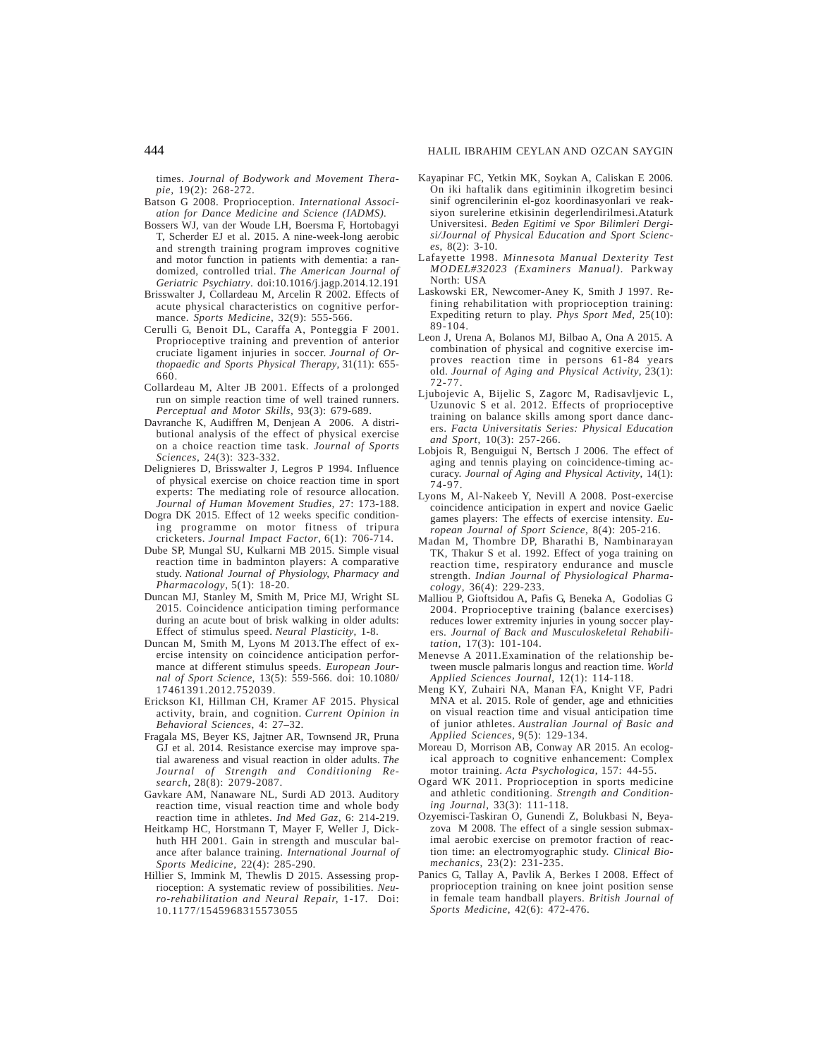times. *Journal of Bodywork and Movement Therapie*, 19(2): 268-272.

Batson G 2008. Proprioception. *International Association for Dance Medicine and Science (IADMS).*

Bossers WJ, van der Woude LH, Boersma F, Hortobagyi T, Scherder EJ et al. 2015. A nine-week-long aerobic and strength training program improves cognitive and motor function in patients with dementia: a randomized, controlled trial. *The American Journal of Geriatric Psychiatry*. doi:10.1016/j.jagp.2014.12.191

Brisswalter J, Collardeau M, Arcelin R 2002. Effects of acute physical characteristics on cognitive performance. *Sports Medicine,* 32(9): 555-566.

Cerulli G, Benoit DL, Caraffa A, Ponteggia F 2001. Proprioceptive training and prevention of anterior cruciate ligament injuries in soccer. *Journal of Orthopaedic and Sports Physical Therapy*, 31(11): 655-660.

Collardeau M, Alter JB 2001. Effects of a prolonged run on simple reaction time of well trained runners. *Perceptual and Motor Skills,* 93(3): 679-689.

Davranche K, Audiffren M, Denjean A 2006. A distributional analysis of the effect of physical exercise on a choice reaction time task. *Journal of Sports Sciences*, 24(3): 323-332.

Delignieres D, Brisswalter J, Legros P 1994. Influence of physical exercise on choice reaction time in sport experts: The mediating role of resource allocation. *Journal of Human Movement Studies,* 27: 173-188.

Dogra DK 2015. Effect of 12 weeks specific conditioning programme on motor fitness of tripura cricketers. *Journal Impact Factor*, 6(1): 706-714.

Dube SP, Mungal SU, Kulkarni MB 2015. Simple visual reaction time in badminton players: A comparative study. *National Journal of Physiology, Pharmacy and Pharmacology*, 5(1): 18-20.

Duncan MJ, Stanley M, Smith M, Price MJ, Wright SL 2015. Coincidence anticipation timing performance during an acute bout of brisk walking in older adults: Effect of stimulus speed. *Neural Plasticity,* 1-8.

Duncan M, Smith M, Lyons M 2013.The effect of exercise intensity on coincidence anticipation performance at different stimulus speeds. *European Journal of Sport Science*, 13(5): 559-566. doi: 10.1080/17461391.2012.752039.

Erickson KI, Hillman CH, Kramer AF 2015. Physical activity, brain, and cognition. *Current Opinion in Behavioral Sciences*, 4: 27–32.

Fragala MS, Beyer KS, Jajtner AR, Townsend JR, Pruna GJ et al. 2014. Resistance exercise may improve spatial awareness and visual reaction in older adults. *The Journal of Strength and Conditioning Research,* 28(8): 2079-2087.

Gavkare AM, Nanaware NL, Surdi AD 2013. Auditory reaction time, visual reaction time and whole body reaction time in athletes. *Ind Med Gaz,* 6: 214-219.

Heitkamp HC, Horstmann T, Mayer F, Weller J, Dickhuth HH 2001. Gain in strength and muscular balance after balance training. *International Journal of Sports Medicine*, 22(4): 285-290.

Hillier S, Immink M, Thewlis D 2015. Assessing proprioception: A systematic review of possibilities. *Neuro-rehabilitation and Neural Repair,* 1-17. Doi: 10.1177/1545968315573055

Kayapinar FC, Yetkin MK, Soykan A, Caliskan E 2006. On iki haftalik dans egitiminin ilkogretim besinci sinif ogrencilerinin el-goz koordinasyonlari ve reaksiyon surelerine etkisinin degerlendirilmesi.Ataturk Universitesi. *Beden Egitimi ve Spor Bilimleri Dergisi/Journal of Physical Education and Sport Sciences*, 8(2): 3-10.

Lafayette 1998. *Minnesota Manual Dexterity Test MODEL#32023 (Examiners Manual)*. Parkway North: USA

Laskowski ER, Newcomer-Aney K, Smith J 1997. Refining rehabilitation with proprioception training: Expediting return to play. *Phys Sport Med,* 25(10): 89-104.

Leon J, Urena A, Bolanos MJ, Bilbao A, Ona A 2015. A combination of physical and cognitive exercise improves reaction time in persons 61-84 years old. *Journal of Aging and Physical Activity*, 23(1): 72-77.

Ljubojevic A, Bijelic S, Zagorc M, Radisavljevic L, Uzunovic S et al. 2012. Effects of proprioceptive training on balance skills among sport dance dancers. *Facta Universitatis Series: Physical Education and Sport*, 10(3): 257-266.

Lobjois R, Benguigui N, Bertsch J 2006. The effect of aging and tennis playing on coincidence-timing accuracy. *Journal of Aging and Physical Activity*, 14(1): 74-97.

Lyons M, Al-Nakeeb Y, Nevill A 2008. Post-exercise coincidence anticipation in expert and novice Gaelic games players: The effects of exercise intensity. *European Journal of Sport Science*, 8(4): 205-216.

Madan M, Thombre DP, Bharathi B, Nambinarayan TK, Thakur S et al. 1992. Effect of yoga training on reaction time, respiratory endurance and muscle strength. *Indian Journal of Physiological Pharmacology*, 36(4): 229-233.

Malliou P, Gioftsidou A, Pafis G, Beneka A, Godolias G 2004. Proprioceptive training (balance exercises) reduces lower extremity injuries in young soccer players. *Journal of Back and Musculoskeletal Rehabilitation,* 17(3): 101-104.

Menevse A 2011.Examination of the relationship between muscle palmaris longus and reaction time. *World Applied Sciences Journal*, 12(1): 114-118.

Meng KY, Zuhairi NA, Manan FA, Knight VF, Padri MNA et al. 2015. Role of gender, age and ethnicities on visual reaction time and visual anticipation time of junior athletes. *Australian Journal of Basic and Applied Sciences*, 9(5): 129-134.

Moreau D, Morrison AB, Conway AR 2015. An ecological approach to cognitive enhancement: Complex motor training. *Acta Psychologica*, 157: 44-55.

Ogard WK 2011. Proprioception in sports medicine and athletic conditioning. *Strength and Conditioning Journal*, 33(3): 111-118.

Ozyemisci-Taskiran O, Gunendi Z, Bolukbasi N, Beyazova M 2008. The effect of a single session submaximal aerobic exercise on premotor fraction of reaction time: an electromyographic study. *Clinical Biomechanics*, 23(2): 231-235.

Panics G, Tallay A, Pavlik A, Berkes I 2008. Effect of proprioception training on knee joint position sense in female team handball players. *British Journal of Sports Medicine,* 42(6): 472-476.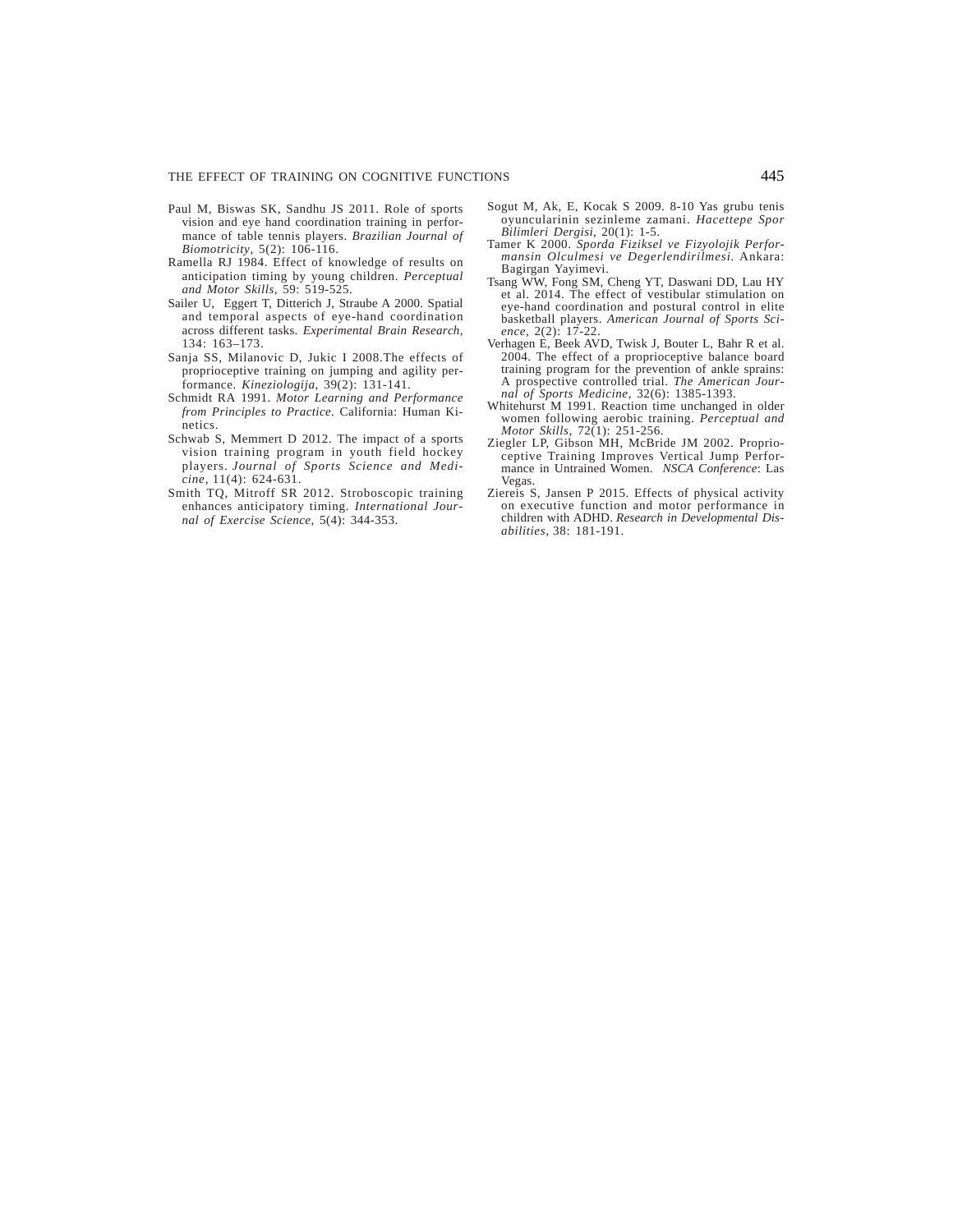Paul M, Biswas SK, Sandhu JS 2011. Role of sports vision and eye hand coordination training in performance of table tennis players. *Brazilian Journal of Biomotricity*, 5(2): 106-116.

Ramella RJ 1984. Effect of knowledge of results on anticipation timing by young children. *Perceptual and Motor Skills*, 59: 519-525.

Sailer U, Eggert T, Ditterich J, Straube A 2000. Spatial and temporal aspects of eye-hand coordination across different tasks. *Experimental Brain Research*, 134: 163–173.

Sanja SS, Milanovic D, Jukic I 2008.The effects of proprioceptive training on jumping and agility performance. *Kineziologija*, 39(2): 131-141.

Schmidt RA 1991. *Motor Learning and Performance from Principles to Practice.* California: Human Kinetics.

Schwab S, Memmert D 2012. The impact of a sports vision training program in youth field hockey players. *Journal of Sports Science and Medicine*, 11(4): 624-631.

Smith TQ, Mitroff SR 2012. Stroboscopic training enhances anticipatory timing. *International Journal of Exercise Science*, 5(4): 344-353.

Sogut M, Ak, E, Kocak S 2009. 8-10 Yas grubu tenis oyuncularinin sezinleme zamani. *Hacettepe Spor Bilimleri Dergisi*, 20(1): 1-5.

Tamer K 2000. *Sporda Fiziksel ve Fizyolojik Performansin Olculmesi ve Degerlendirilmesi*. Ankara: Bagirgan Yayimevi.

Tsang WW, Fong SM, Cheng YT, Daswani DD, Lau HY et al. 2014. The effect of vestibular stimulation on eye-hand coordination and postural control in elite basketball players. *American Journal of Sports Science*, 2(2): 17-22.

Verhagen E, Beek AVD, Twisk J, Bouter L, Bahr R et al. 2004. The effect of a proprioceptive balance board training program for the prevention of ankle sprains: A prospective controlled trial. *The American Journal of Sports Medicine*, 32(6): 1385-1393.

Whitehurst M 1991. Reaction time unchanged in older women following aerobic training. *Perceptual and Motor Skills*, 72(1): 251-256.

Ziegler LP, Gibson MH, McBride JM 2002. Proprioceptive Training Improves Vertical Jump Performance in Untrained Women. *NSCA Conference*: Las Vegas.

Ziereis S, Jansen P 2015. Effects of physical activity on executive function and motor performance in children with ADHD. *Research in Developmental Disabilities*, 38: 181-191.